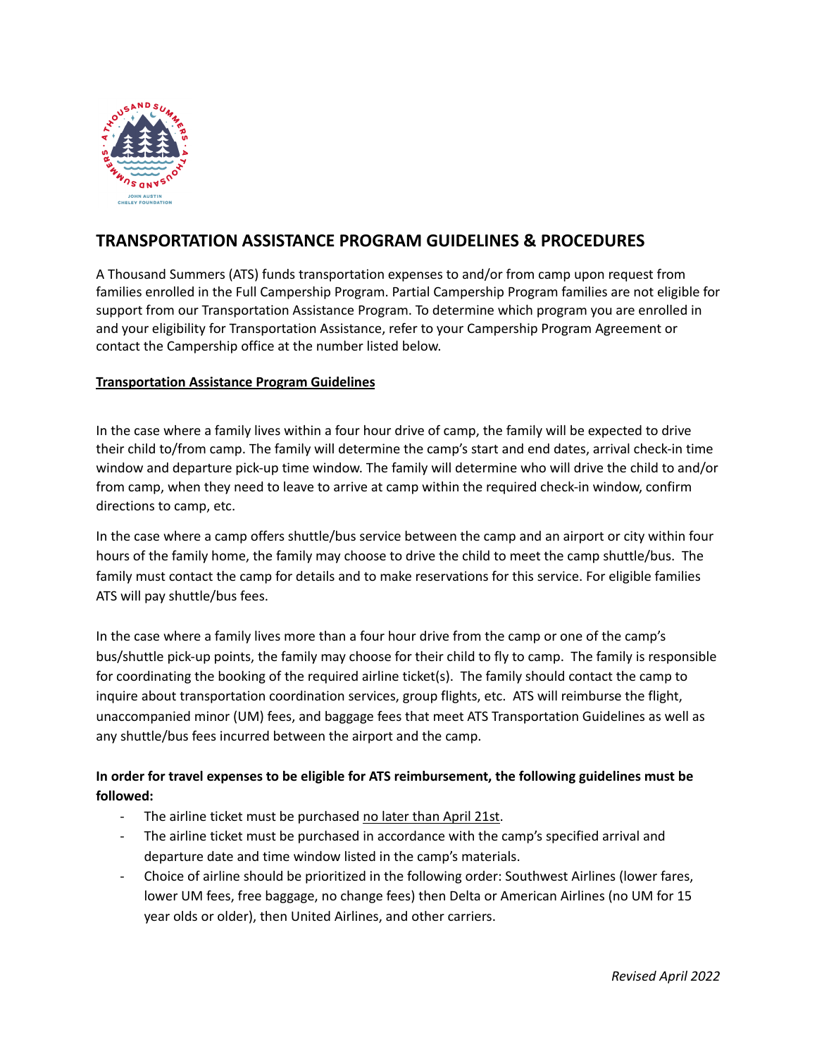## TRANSPORTATION ASSISTANCE PROGRAM GUIDELINES & PROCEDURES

A Thousand Summers (ATS) funds transportation expenses to and/or from camp upon request from families enrolled in the Full Campership Program. Partial Campership Program families are not eligible for support from our Transportation Assistance Program. To determine which program you are enrolled in and your eligibility for Transportation Assistance, refer to your Campership Program Agreement or contact the Campership office at the number listed below.

**Transportation Assistance Program Guidelines**

In the case where a family lives within a four hour drive of camp, the family will be expected to drive their child to/from camp. The family will determine the camp's start and end dates, arrival check-in time window and departure pick-up time window. The family will determine who will drive the child to and/or from camp, when they need to leave to arrive at camp within the required check-in window, confirm directions to camp, etc.

In the case where a camp offers shuttle/bus service between the camp and an airport or city within four hours of the family home, the family may choose to drive the child to meet the camp shuttle/bus. The family must contact the camp for details and to make reservations for this service. For eligible families ATS will pay shuttle/bus fees.

In the case where a family lives more than a four hour drive from the camp or one of the camp's bus/shuttle pick-up points, the family may choose for their child to fly to camp. The family is responsible for coordinating the booking of the required airline ticket(s). The family should contact the camp to inquire about transportation coordination services, group flights, etc. ATS will reimburse the flight, unaccompanied minor (UM) fees, and baggage fees that meet ATS Transportation Guidelines as well as any shuttle/bus fees incurred between the airport and the camp.

**In order for travel expenses to be eligible for ATS reimbursement, the following guidelines must be followed:**

- The airline ticket must be purchased no later than April 21st.
- The airline ticket must be purchased in accordance with the camp's specified arrival and departure date and time window listed in the camp's materials.
- Choice of airline should be prioritized in the following order: Southwest Airlines (lower fares, lower UM fees, free baggage, no change fees) then Delta or American Airlines (no UM for 15 year olds or older), then United Airlines, and other carriers.

*Revised April 2022*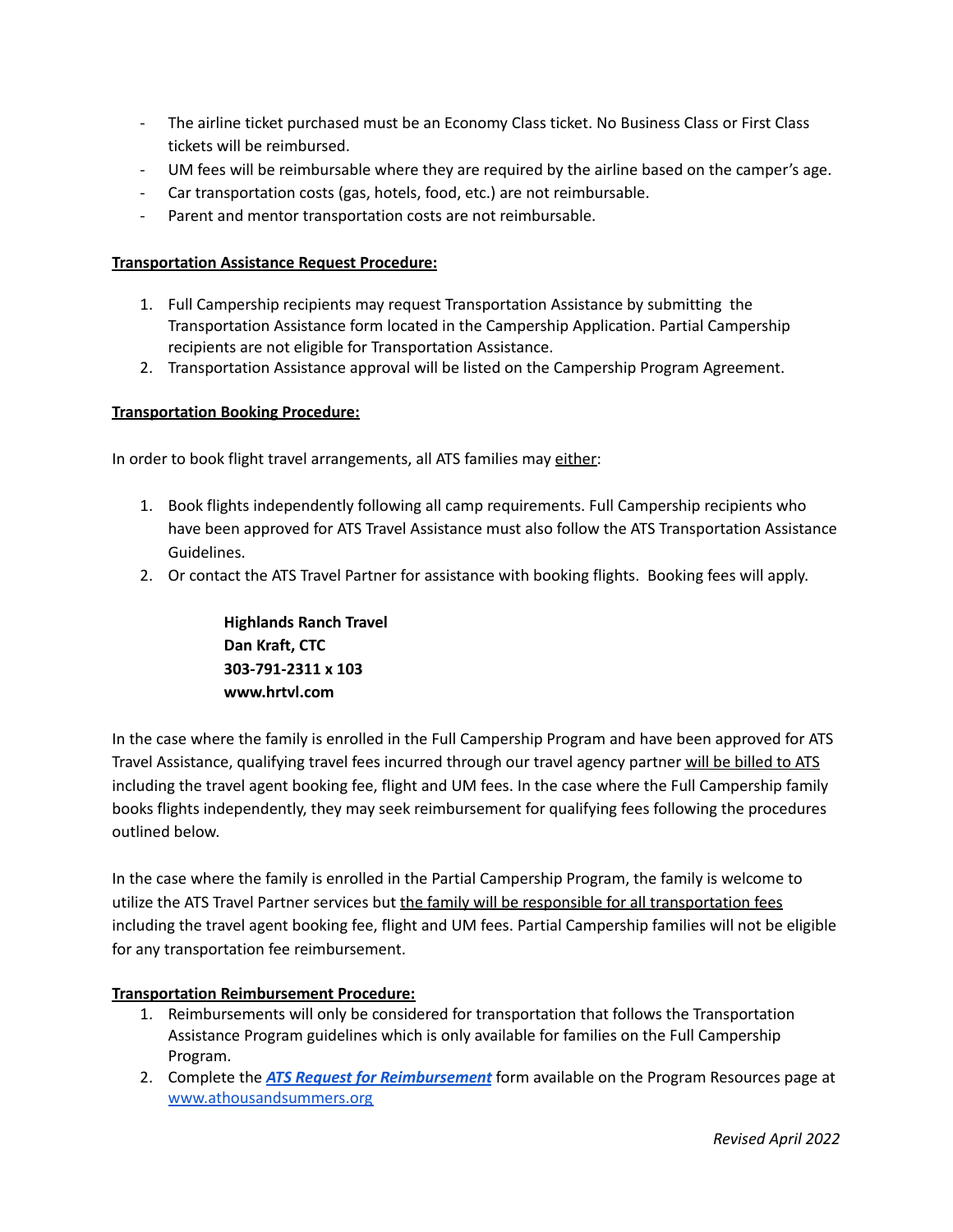- The airline ticket purchased must be an Economy Class ticket. No Business Class or First Class tickets will be reimbursed.
- UM fees will be reimbursable where they are required by the airline based on the camper's age.
- Car transportation costs (gas, hotels, food, etc.) are not reimbursable.
- Parent and mentor transportation costs are not reimbursable.

**Transportation Assistance Request Procedure:**

1. Full Campership recipients may request Transportation Assistance by submitting the Transportation Assistance form located in the Campership Application. Partial Campership recipients are not eligible for Transportation Assistance.
2. Transportation Assistance approval will be listed on the Campership Program Agreement.

**Transportation Booking Procedure:**

In order to book flight travel arrangements, all ATS families may either:

1. Book flights independently following all camp requirements. Full Campership recipients who have been approved for ATS Travel Assistance must also follow the ATS Transportation Assistance Guidelines.
2. Or contact the ATS Travel Partner for assistance with booking flights. Booking fees will apply.

> **Highlands Ranch Travel**
> **Dan Kraft, CTC**
> **303-791-2311 x 103**
> **www.hrtvl.com**

In the case where the family is enrolled in the Full Campership Program and have been approved for ATS Travel Assistance, qualifying travel fees incurred through our travel agency partner will be billed to ATS including the travel agent booking fee, flight and UM fees. In the case where the Full Campership family books flights independently, they may seek reimbursement for qualifying fees following the procedures outlined below.

In the case where the family is enrolled in the Partial Campership Program, the family is welcome to utilize the ATS Travel Partner services but the family will be responsible for all transportation fees including the travel agent booking fee, flight and UM fees. Partial Campership families will not be eligible for any transportation fee reimbursement.

**Transportation Reimbursement Procedure:**

1. Reimbursements will only be considered for transportation that follows the Transportation Assistance Program guidelines which is only available for families on the Full Campership Program.
2. Complete the ***ATS Request for Reimbursement*** form available on the Program Resources page at www.athousandsummers.org

*Revised April 2022*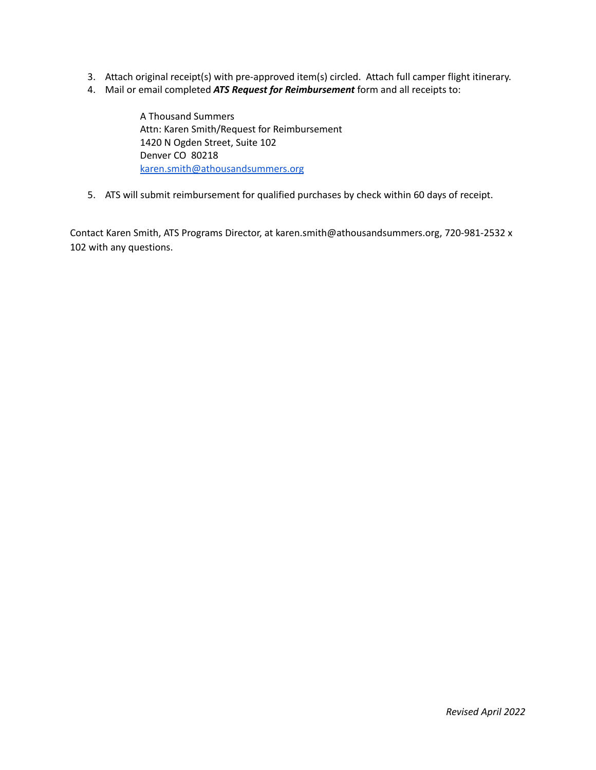3. Attach original receipt(s) with pre-approved item(s) circled. Attach full camper flight itinerary.
4. Mail or email completed ***ATS Request for Reimbursement*** form and all receipts to:

   A Thousand Summers
   Attn: Karen Smith/Request for Reimbursement
   1420 N Ogden Street, Suite 102
   Denver CO 80218
   karen.smith@athousandsummers.org

5. ATS will submit reimbursement for qualified purchases by check within 60 days of receipt.

Contact Karen Smith, ATS Programs Director, at karen.smith@athousandsummers.org, 720-981-2532 x 102 with any questions.

*Revised April 2022*